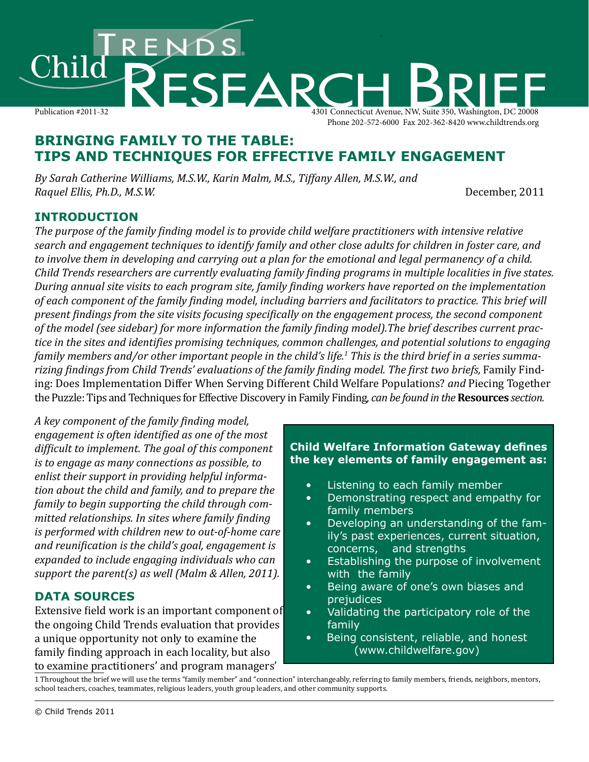Child Trends Research Brief

Publication #2011-32

4301 Connecticut Avenue, NW, Suite 350, Washington, DC 20008
Phone 202-572-6000 Fax 202-362-8420 www.childtrends.org

# BRINGING FAMILY TO THE TABLE: TIPS AND TECHNIQUES FOR EFFECTIVE FAMILY ENGAGEMENT

*By Sarah Catherine Williams, M.S.W., Karin Malm, M.S., Tiffany Allen, M.S.W., and Raquel Ellis, Ph.D., M.S.W.*

December, 2011

## INTRODUCTION

*The purpose of the family finding model is to provide child welfare practitioners with intensive relative search and engagement techniques to identify family and other close adults for children in foster care, and to involve them in developing and carrying out a plan for the emotional and legal permanency of a child. Child Trends researchers are currently evaluating family finding programs in multiple localities in five states. During annual site visits to each program site, family finding workers have reported on the implementation of each component of the family finding model, including barriers and facilitators to practice. This brief will present findings from the site visits focusing specifically on the engagement process, the second component of the model (see sidebar) for more information the family finding model).The brief describes current practice in the sites and identifies promising techniques, common challenges, and potential solutions to engaging family members and/or other important people in the child's life.[1] This is the third brief in a series summarizing findings from Child Trends' evaluations of the family finding model. The first two briefs,* Family Finding: Does Implementation Differ When Serving Different Child Welfare Populations? *and* Piecing Together the Puzzle: Tips and Techniques for Effective Discovery in Family Finding, *can be found in the* **Resources** *section.*

*A key component of the family finding model, engagement is often identified as one of the most difficult to implement. The goal of this component is to engage as many connections as possible, to enlist their support in providing helpful information about the child and family, and to prepare the family to begin supporting the child through committed relationships. In sites where family finding is performed with children new to out-of-home care and reunification is the child's goal, engagement is expanded to include engaging individuals who can support the parent(s) as well (Malm & Allen, 2011).*

**Child Welfare Information Gateway defines the key elements of family engagement as:**

- Listening to each family member
- Demonstrating respect and empathy for family members
- Developing an understanding of the family's past experiences, current situation, concerns, and strengths
- Establishing the purpose of involvement with the family
- Being aware of one's own biases and prejudices
- Validating the participatory role of the family
- Being consistent, reliable, and honest (www.childwelfare.gov)

## DATA SOURCES

Extensive field work is an important component of the ongoing Child Trends evaluation that provides a unique opportunity not only to examine the family finding approach in each locality, but also to examine practitioners' and program managers'

[1] Throughout the brief we will use the terms "family member" and "connection" interchangeably, referring to family members, friends, neighbors, mentors, school teachers, coaches, teammates, religious leaders, youth group leaders, and other community supports.

© Child Trends 2011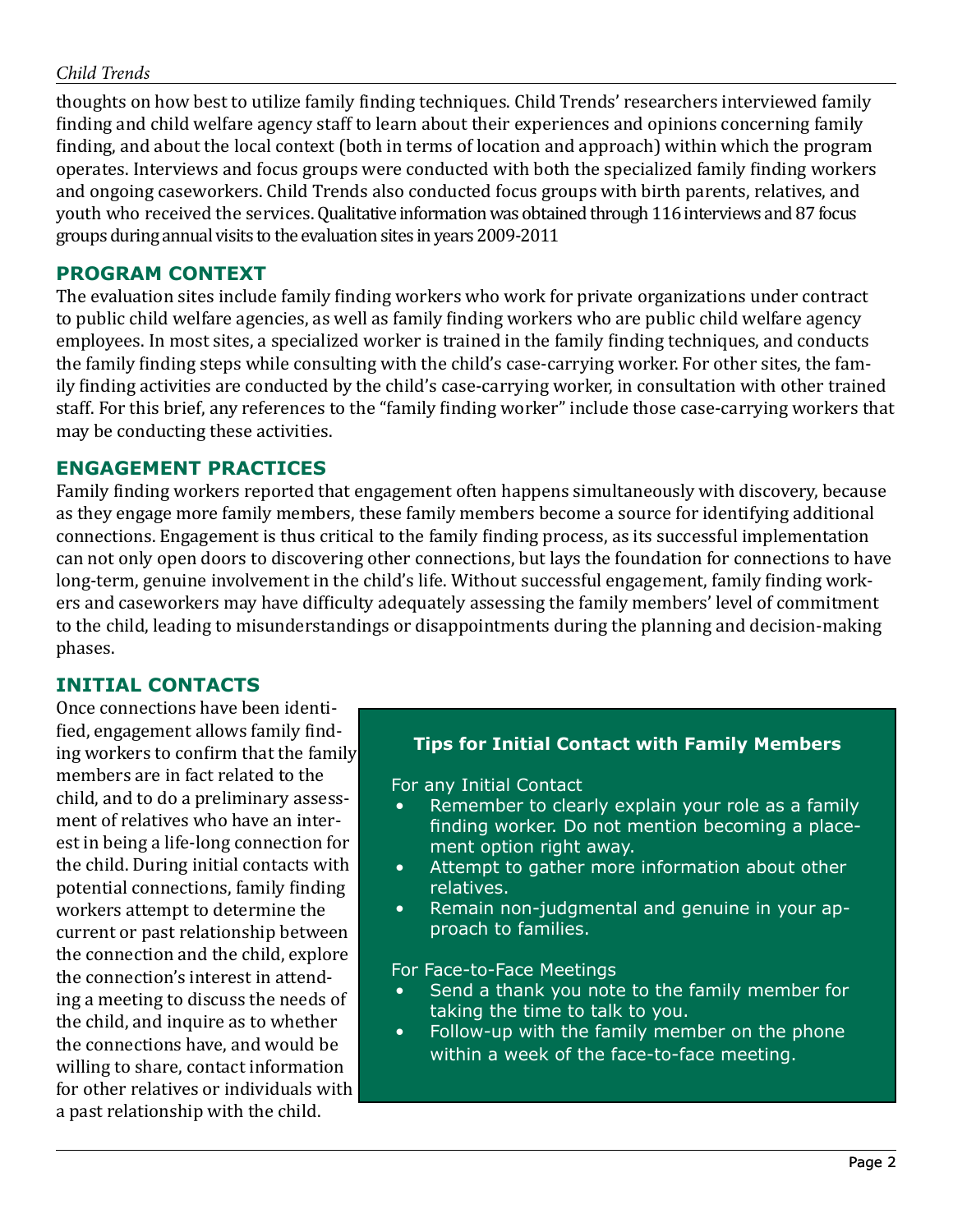thoughts on how best to utilize family finding techniques. Child Trends' researchers interviewed family finding and child welfare agency staff to learn about their experiences and opinions concerning family finding, and about the local context (both in terms of location and approach) within which the program operates. Interviews and focus groups were conducted with both the specialized family finding workers and ongoing caseworkers. Child Trends also conducted focus groups with birth parents, relatives, and youth who received the services. Qualitative information was obtained through 116 interviews and 87 focus groups during annual visits to the evaluation sites in years 2009-2011

## PROGRAM CONTEXT

The evaluation sites include family finding workers who work for private organizations under contract to public child welfare agencies, as well as family finding workers who are public child welfare agency employees. In most sites, a specialized worker is trained in the family finding techniques, and conducts the family finding steps while consulting with the child's case-carrying worker. For other sites, the family finding activities are conducted by the child's case-carrying worker, in consultation with other trained staff. For this brief, any references to the "family finding worker" include those case-carrying workers that may be conducting these activities.

## ENGAGEMENT PRACTICES

Family finding workers reported that engagement often happens simultaneously with discovery, because as they engage more family members, these family members become a source for identifying additional connections. Engagement is thus critical to the family finding process, as its successful implementation can not only open doors to discovering other connections, but lays the foundation for connections to have long-term, genuine involvement in the child's life. Without successful engagement, family finding workers and caseworkers may have difficulty adequately assessing the family members' level of commitment to the child, leading to misunderstandings or disappointments during the planning and decision-making phases.

## INITIAL CONTACTS

Once connections have been identified, engagement allows family finding workers to confirm that the family members are in fact related to the child, and to do a preliminary assessment of relatives who have an interest in being a life-long connection for the child. During initial contacts with potential connections, family finding workers attempt to determine the current or past relationship between the connection and the child, explore the connection's interest in attending a meeting to discuss the needs of the child, and inquire as to whether the connections have, and would be willing to share, contact information for other relatives or individuals with a past relationship with the child.

### Tips for Initial Contact with Family Members

For any Initial Contact

- Remember to clearly explain your role as a family finding worker. Do not mention becoming a placement option right away.
- Attempt to gather more information about other relatives.
- Remain non-judgmental and genuine in your approach to families.

For Face-to-Face Meetings

- Send a thank you note to the family member for taking the time to talk to you.
- Follow-up with the family member on the phone within a week of the face-to-face meeting.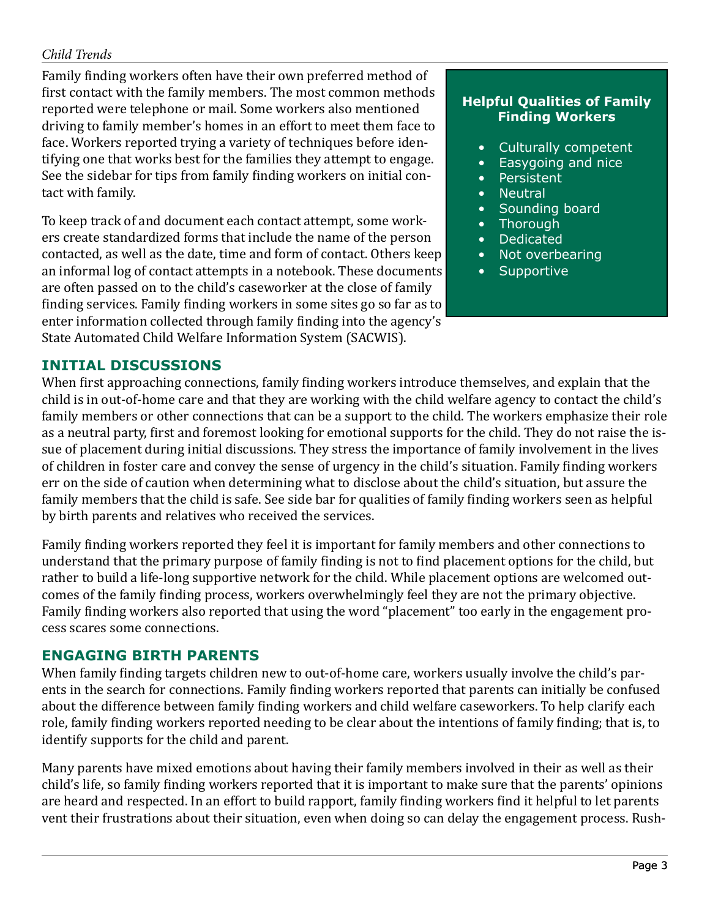Family finding workers often have their own preferred method of first contact with the family members. The most common methods reported were telephone or mail. Some workers also mentioned driving to family member's homes in an effort to meet them face to face. Workers reported trying a variety of techniques before identifying one that works best for the families they attempt to engage. See the sidebar for tips from family finding workers on initial contact with family.

To keep track of and document each contact attempt, some workers create standardized forms that include the name of the person contacted, as well as the date, time and form of contact. Others keep an informal log of contact attempts in a notebook. These documents are often passed on to the child's caseworker at the close of family finding services. Family finding workers in some sites go so far as to enter information collected through family finding into the agency's State Automated Child Welfare Information System (SACWIS).

**Helpful Qualities of Family Finding Workers**

- Culturally competent
- Easygoing and nice
- Persistent
- Neutral
- Sounding board
- Thorough
- Dedicated
- Not overbearing
- Supportive

## INITIAL DISCUSSIONS

When first approaching connections, family finding workers introduce themselves, and explain that the child is in out-of-home care and that they are working with the child welfare agency to contact the child's family members or other connections that can be a support to the child. The workers emphasize their role as a neutral party, first and foremost looking for emotional supports for the child. They do not raise the issue of placement during initial discussions. They stress the importance of family involvement in the lives of children in foster care and convey the sense of urgency in the child's situation. Family finding workers err on the side of caution when determining what to disclose about the child's situation, but assure the family members that the child is safe. See side bar for qualities of family finding workers seen as helpful by birth parents and relatives who received the services.

Family finding workers reported they feel it is important for family members and other connections to understand that the primary purpose of family finding is not to find placement options for the child, but rather to build a life-long supportive network for the child. While placement options are welcomed outcomes of the family finding process, workers overwhelmingly feel they are not the primary objective. Family finding workers also reported that using the word "placement" too early in the engagement process scares some connections.

## ENGAGING BIRTH PARENTS

When family finding targets children new to out-of-home care, workers usually involve the child's parents in the search for connections. Family finding workers reported that parents can initially be confused about the difference between family finding workers and child welfare caseworkers. To help clarify each role, family finding workers reported needing to be clear about the intentions of family finding; that is, to identify supports for the child and parent.

Many parents have mixed emotions about having their family members involved in their as well as their child's life, so family finding workers reported that it is important to make sure that the parents' opinions are heard and respected. In an effort to build rapport, family finding workers find it helpful to let parents vent their frustrations about their situation, even when doing so can delay the engagement process. Rush-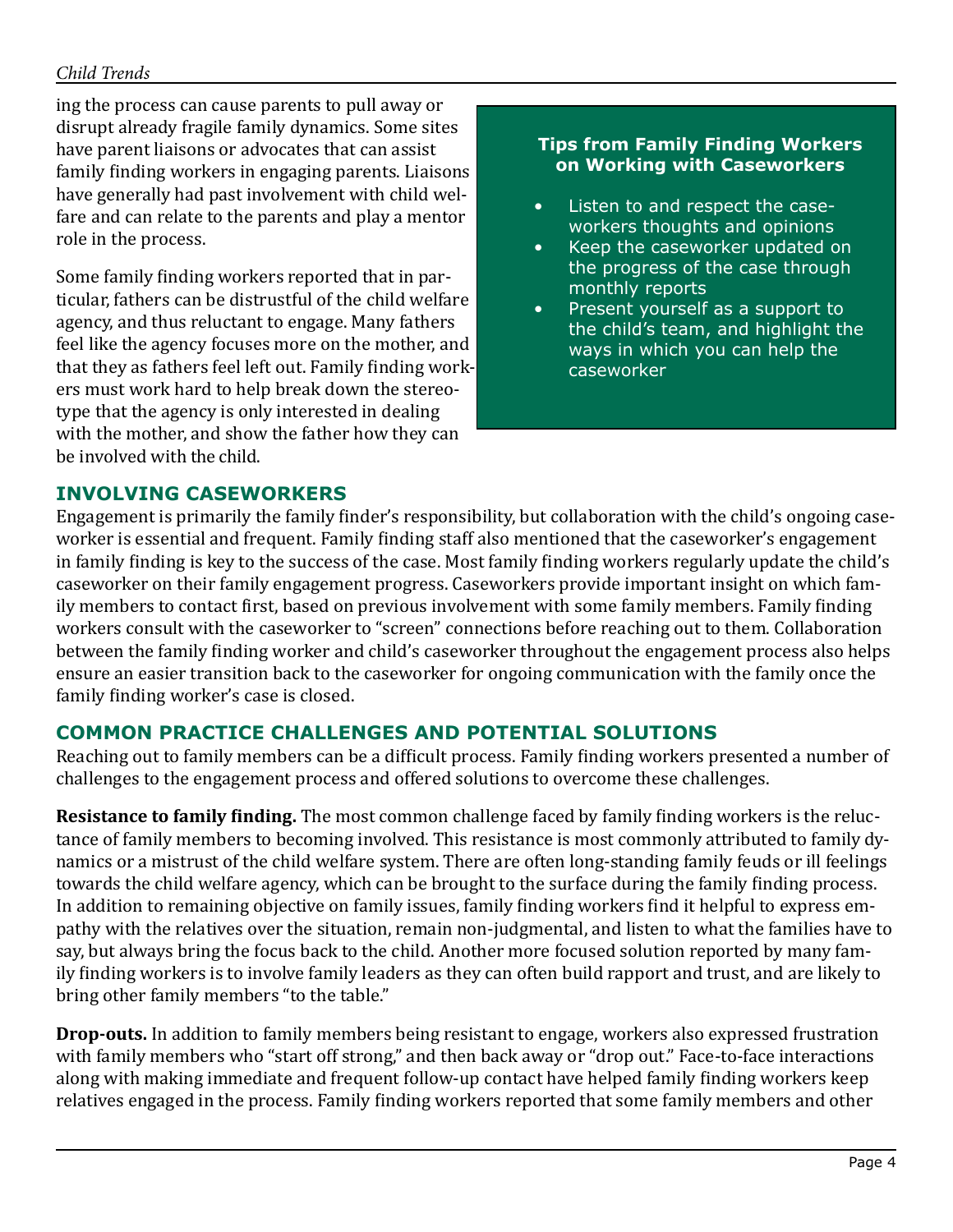ing the process can cause parents to pull away or disrupt already fragile family dynamics. Some sites have parent liaisons or advocates that can assist family finding workers in engaging parents. Liaisons have generally had past involvement with child welfare and can relate to the parents and play a mentor role in the process.

Some family finding workers reported that in particular, fathers can be distrustful of the child welfare agency, and thus reluctant to engage. Many fathers feel like the agency focuses more on the mother, and that they as fathers feel left out. Family finding workers must work hard to help break down the stereotype that the agency is only interested in dealing with the mother, and show the father how they can be involved with the child.

> **Tips from Family Finding Workers on Working with Caseworkers**
>
> - Listen to and respect the caseworkers thoughts and opinions
> - Keep the caseworker updated on the progress of the case through monthly reports
> - Present yourself as a support to the child's team, and highlight the ways in which you can help the caseworker

## INVOLVING CASEWORKERS

Engagement is primarily the family finder's responsibility, but collaboration with the child's ongoing caseworker is essential and frequent. Family finding staff also mentioned that the caseworker's engagement in family finding is key to the success of the case. Most family finding workers regularly update the child's caseworker on their family engagement progress. Caseworkers provide important insight on which family members to contact first, based on previous involvement with some family members. Family finding workers consult with the caseworker to "screen" connections before reaching out to them. Collaboration between the family finding worker and child's caseworker throughout the engagement process also helps ensure an easier transition back to the caseworker for ongoing communication with the family once the family finding worker's case is closed.

## COMMON PRACTICE CHALLENGES AND POTENTIAL SOLUTIONS

Reaching out to family members can be a difficult process. Family finding workers presented a number of challenges to the engagement process and offered solutions to overcome these challenges.

**Resistance to family finding.** The most common challenge faced by family finding workers is the reluctance of family members to becoming involved. This resistance is most commonly attributed to family dynamics or a mistrust of the child welfare system. There are often long-standing family feuds or ill feelings towards the child welfare agency, which can be brought to the surface during the family finding process. In addition to remaining objective on family issues, family finding workers find it helpful to express empathy with the relatives over the situation, remain non-judgmental, and listen to what the families have to say, but always bring the focus back to the child. Another more focused solution reported by many family finding workers is to involve family leaders as they can often build rapport and trust, and are likely to bring other family members "to the table."

**Drop-outs.** In addition to family members being resistant to engage, workers also expressed frustration with family members who "start off strong," and then back away or "drop out." Face-to-face interactions along with making immediate and frequent follow-up contact have helped family finding workers keep relatives engaged in the process. Family finding workers reported that some family members and other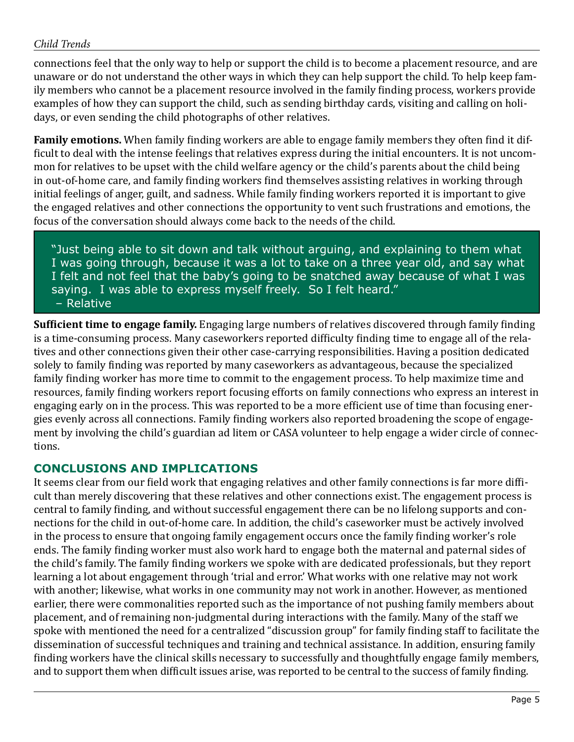connections feel that the only way to help or support the child is to become a placement resource, and are unaware or do not understand the other ways in which they can help support the child. To help keep family members who cannot be a placement resource involved in the family finding process, workers provide examples of how they can support the child, such as sending birthday cards, visiting and calling on holidays, or even sending the child photographs of other relatives.

**Family emotions.** When family finding workers are able to engage family members they often find it difficult to deal with the intense feelings that relatives express during the initial encounters. It is not uncommon for relatives to be upset with the child welfare agency or the child's parents about the child being in out-of-home care, and family finding workers find themselves assisting relatives in working through initial feelings of anger, guilt, and sadness. While family finding workers reported it is important to give the engaged relatives and other connections the opportunity to vent such frustrations and emotions, the focus of the conversation should always come back to the needs of the child.

> "Just being able to sit down and talk without arguing, and explaining to them what I was going through, because it was a lot to take on a three year old, and say what I felt and not feel that the baby's going to be snatched away because of what I was saying. I was able to express myself freely. So I felt heard."
> – Relative

**Sufficient time to engage family.** Engaging large numbers of relatives discovered through family finding is a time-consuming process. Many caseworkers reported difficulty finding time to engage all of the relatives and other connections given their other case-carrying responsibilities. Having a position dedicated solely to family finding was reported by many caseworkers as advantageous, because the specialized family finding worker has more time to commit to the engagement process. To help maximize time and resources, family finding workers report focusing efforts on family connections who express an interest in engaging early on in the process. This was reported to be a more efficient use of time than focusing energies evenly across all connections. Family finding workers also reported broadening the scope of engagement by involving the child's guardian ad litem or CASA volunteer to help engage a wider circle of connections.

## CONCLUSIONS AND IMPLICATIONS

It seems clear from our field work that engaging relatives and other family connections is far more difficult than merely discovering that these relatives and other connections exist. The engagement process is central to family finding, and without successful engagement there can be no lifelong supports and connections for the child in out-of-home care. In addition, the child's caseworker must be actively involved in the process to ensure that ongoing family engagement occurs once the family finding worker's role ends. The family finding worker must also work hard to engage both the maternal and paternal sides of the child's family. The family finding workers we spoke with are dedicated professionals, but they report learning a lot about engagement through 'trial and error.' What works with one relative may not work with another; likewise, what works in one community may not work in another. However, as mentioned earlier, there were commonalities reported such as the importance of not pushing family members about placement, and of remaining non-judgmental during interactions with the family. Many of the staff we spoke with mentioned the need for a centralized "discussion group" for family finding staff to facilitate the dissemination of successful techniques and training and technical assistance. In addition, ensuring family finding workers have the clinical skills necessary to successfully and thoughtfully engage family members, and to support them when difficult issues arise, was reported to be central to the success of family finding.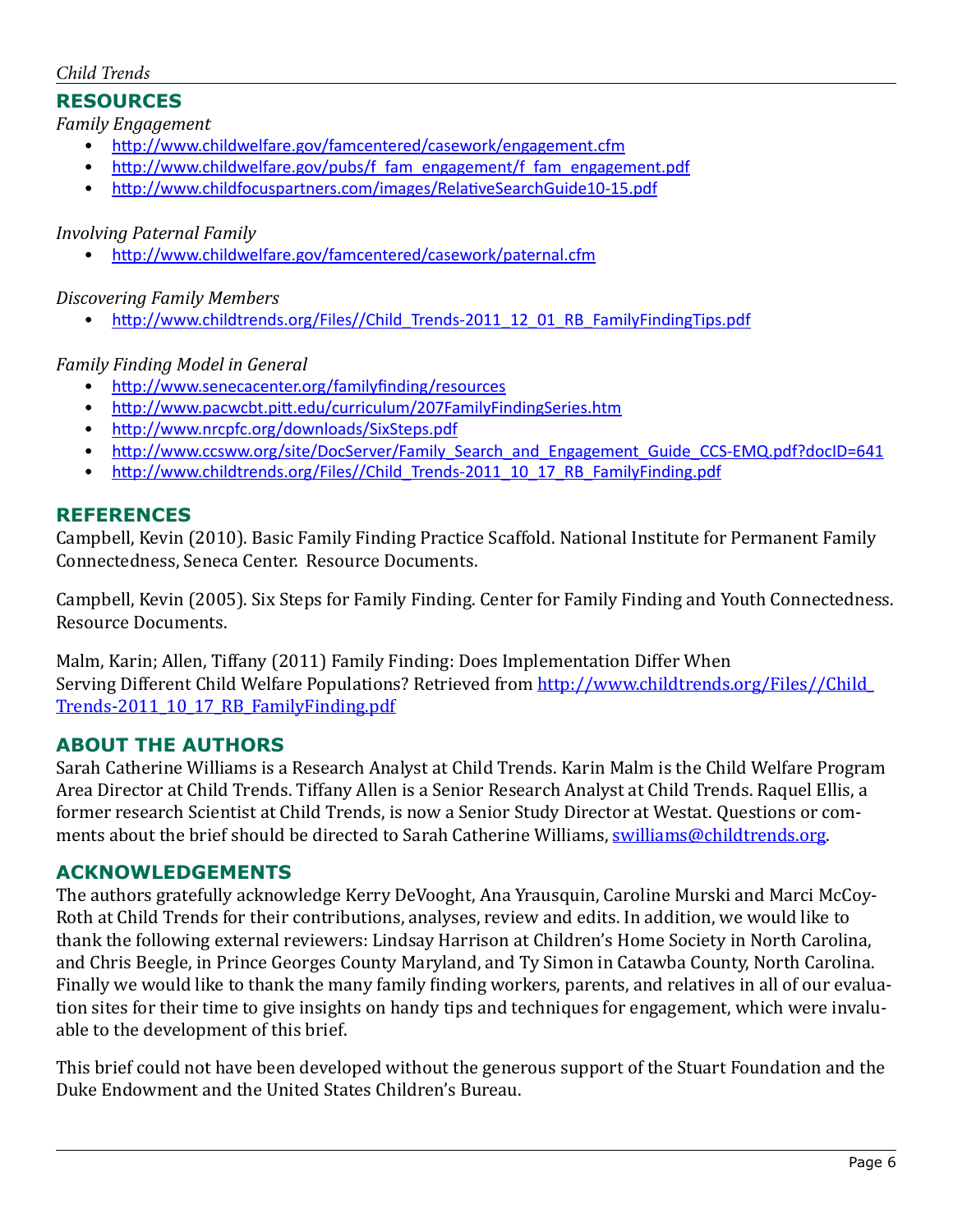## RESOURCES

*Family Engagement*

- http://www.childwelfare.gov/famcentered/casework/engagement.cfm
- http://www.childwelfare.gov/pubs/f_fam_engagement/f_fam_engagement.pdf
- http://www.childfocuspartners.com/images/RelativeSearchGuide10-15.pdf

*Involving Paternal Family*

- http://www.childwelfare.gov/famcentered/casework/paternal.cfm

*Discovering Family Members*

- http://www.childtrends.org/Files//Child_Trends-2011_12_01_RB_FamilyFindingTips.pdf

*Family Finding Model in General*

- http://www.senecacenter.org/familyfinding/resources
- http://www.pacwcbt.pitt.edu/curriculum/207FamilyFindingSeries.htm
- http://www.nrcpfc.org/downloads/SixSteps.pdf
- http://www.ccsww.org/site/DocServer/Family_Search_and_Engagement_Guide_CCS-EMQ.pdf?docID=641
- http://www.childtrends.org/Files//Child_Trends-2011_10_17_RB_FamilyFinding.pdf

## REFERENCES

Campbell, Kevin (2010). Basic Family Finding Practice Scaffold. National Institute for Permanent Family Connectedness, Seneca Center. Resource Documents.

Campbell, Kevin (2005). Six Steps for Family Finding. Center for Family Finding and Youth Connectedness. Resource Documents.

Malm, Karin; Allen, Tiffany (2011) Family Finding: Does Implementation Differ When Serving Different Child Welfare Populations? Retrieved from http://www.childtrends.org/Files//Child_Trends-2011_10_17_RB_FamilyFinding.pdf

## ABOUT THE AUTHORS

Sarah Catherine Williams is a Research Analyst at Child Trends. Karin Malm is the Child Welfare Program Area Director at Child Trends. Tiffany Allen is a Senior Research Analyst at Child Trends. Raquel Ellis, a former research Scientist at Child Trends, is now a Senior Study Director at Westat. Questions or comments about the brief should be directed to Sarah Catherine Williams, swilliams@childtrends.org.

## ACKNOWLEDGEMENTS

The authors gratefully acknowledge Kerry DeVooght, Ana Yrausquin, Caroline Murski and Marci McCoy-Roth at Child Trends for their contributions, analyses, review and edits. In addition, we would like to thank the following external reviewers: Lindsay Harrison at Children's Home Society in North Carolina, and Chris Beegle, in Prince Georges County Maryland, and Ty Simon in Catawba County, North Carolina. Finally we would like to thank the many family finding workers, parents, and relatives in all of our evaluation sites for their time to give insights on handy tips and techniques for engagement, which were invaluable to the development of this brief.

This brief could not have been developed without the generous support of the Stuart Foundation and the Duke Endowment and the United States Children's Bureau.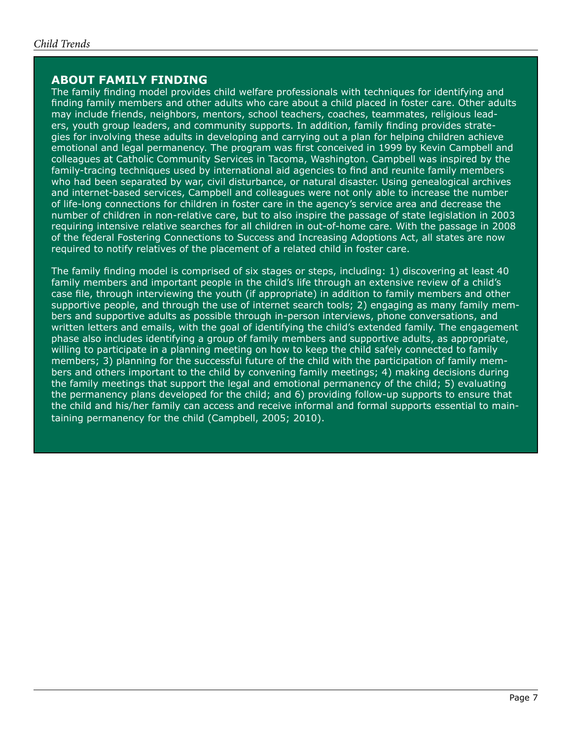## ABOUT FAMILY FINDING

The family finding model provides child welfare professionals with techniques for identifying and finding family members and other adults who care about a child placed in foster care. Other adults may include friends, neighbors, mentors, school teachers, coaches, teammates, religious leaders, youth group leaders, and community supports. In addition, family finding provides strategies for involving these adults in developing and carrying out a plan for helping children achieve emotional and legal permanency. The program was first conceived in 1999 by Kevin Campbell and colleagues at Catholic Community Services in Tacoma, Washington. Campbell was inspired by the family-tracing techniques used by international aid agencies to find and reunite family members who had been separated by war, civil disturbance, or natural disaster. Using genealogical archives and internet-based services, Campbell and colleagues were not only able to increase the number of life-long connections for children in foster care in the agency's service area and decrease the number of children in non-relative care, but to also inspire the passage of state legislation in 2003 requiring intensive relative searches for all children in out-of-home care. With the passage in 2008 of the federal Fostering Connections to Success and Increasing Adoptions Act, all states are now required to notify relatives of the placement of a related child in foster care.

The family finding model is comprised of six stages or steps, including: 1) discovering at least 40 family members and important people in the child's life through an extensive review of a child's case file, through interviewing the youth (if appropriate) in addition to family members and other supportive people, and through the use of internet search tools; 2) engaging as many family members and supportive adults as possible through in-person interviews, phone conversations, and written letters and emails, with the goal of identifying the child's extended family. The engagement phase also includes identifying a group of family members and supportive adults, as appropriate, willing to participate in a planning meeting on how to keep the child safely connected to family members; 3) planning for the successful future of the child with the participation of family members and others important to the child by convening family meetings; 4) making decisions during the family meetings that support the legal and emotional permanency of the child; 5) evaluating the permanency plans developed for the child; and 6) providing follow-up supports to ensure that the child and his/her family can access and receive informal and formal supports essential to maintaining permanency for the child (Campbell, 2005; 2010).